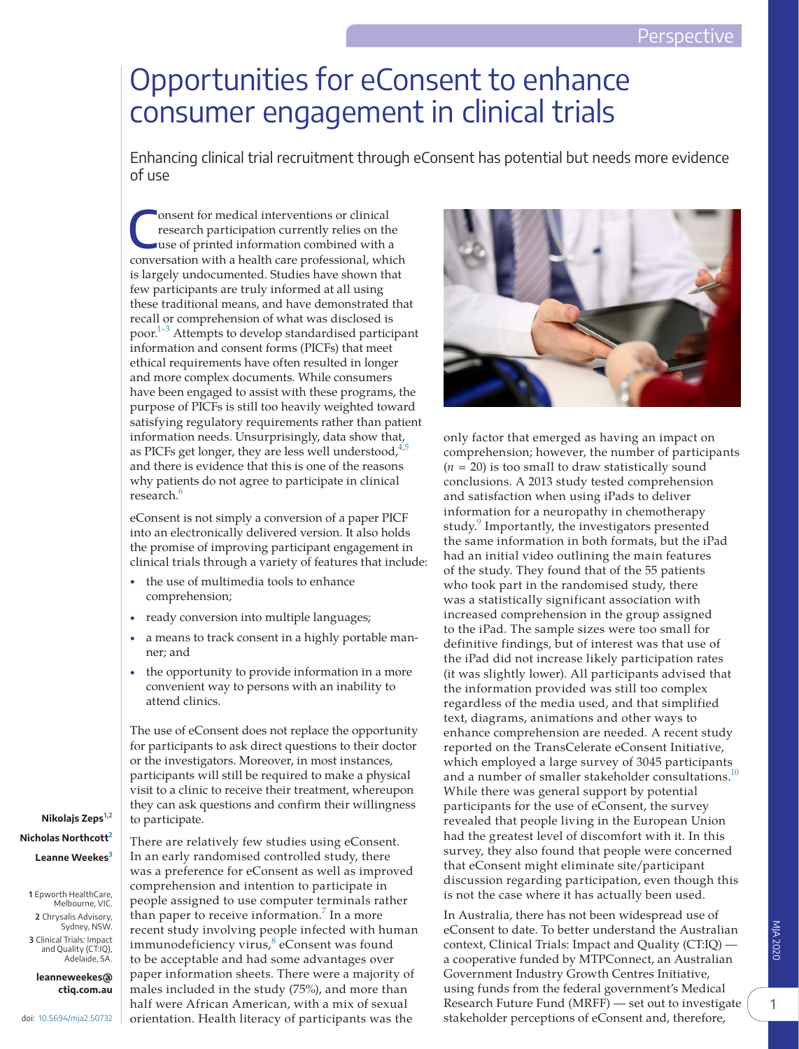Perspective

# Opportunities for eConsent to enhance consumer engagement in clinical trials

Enhancing clinical trial recruitment through eConsent has potential but needs more evidence of use

Nikolajs Zeps[1,2]
Nicholas Northcott[2]
Leanne Weekes[3]

1 Epworth HealthCare, Melbourne, VIC.
2 Chrysalis Advisory, Sydney, NSW.
3 Clinical Trials: Impact and Quality (CT:IQ), Adelaide, SA.

**leanneweekes@ctiq.com.au**

doi: 10.5694/mja2.50732

Consent for medical interventions or clinical research participation currently relies on the use of printed information combined with a conversation with a health care professional, which is largely undocumented. Studies have shown that few participants are truly informed at all using these traditional means, and have demonstrated that recall or comprehension of what was disclosed is poor.[1–3] Attempts to develop standardised participant information and consent forms (PICFs) that meet ethical requirements have often resulted in longer and more complex documents. While consumers have been engaged to assist with these programs, the purpose of PICFs is still too heavily weighted toward satisfying regulatory requirements rather than patient information needs. Unsurprisingly, data show that, as PICFs get longer, they are less well understood,[4,5] and there is evidence that this is one of the reasons why patients do not agree to participate in clinical research.[6]

eConsent is not simply a conversion of a paper PICF into an electronically delivered version. It also holds the promise of improving participant engagement in clinical trials through a variety of features that include:

- the use of multimedia tools to enhance comprehension;
- ready conversion into multiple languages;
- a means to track consent in a highly portable manner; and
- the opportunity to provide information in a more convenient way to persons with an inability to attend clinics.

The use of eConsent does not replace the opportunity for participants to ask direct questions to their doctor or the investigators. Moreover, in most instances, participants will still be required to make a physical visit to a clinic to receive their treatment, whereupon they can ask questions and confirm their willingness to participate.

There are relatively few studies using eConsent. In an early randomised controlled study, there was a preference for eConsent as well as improved comprehension and intention to participate in people assigned to use computer terminals rather than paper to receive information.[7] In a more recent study involving people infected with human immunodeficiency virus,[8] eConsent was found to be acceptable and had some advantages over paper information sheets. There were a majority of males included in the study (75%), and more than half were African American, with a mix of sexual orientation. Health literacy of participants was the only factor that emerged as having an impact on comprehension; however, the number of participants ($n = 20$) is too small to draw statistically sound conclusions. A 2013 study tested comprehension and satisfaction when using iPads to deliver information for a neuropathy in chemotherapy study.[9] Importantly, the investigators presented the same information in both formats, but the iPad had an initial video outlining the main features of the study. They found that of the 55 patients who took part in the randomised study, there was a statistically significant association with increased comprehension in the group assigned to the iPad. The sample sizes were too small for definitive findings, but of interest was that use of the iPad did not increase likely participation rates (it was slightly lower). All participants advised that the information provided was still too complex regardless of the media used, and that simplified text, diagrams, animations and other ways to enhance comprehension are needed. A recent study reported on the TransCelerate eConsent Initiative, which employed a large survey of 3045 participants and a number of smaller stakeholder consultations.[10] While there was general support by potential participants for the use of eConsent, the survey revealed that people living in the European Union had the greatest level of discomfort with it. In this survey, they also found that people were concerned that eConsent might eliminate site/participant discussion regarding participation, even though this is not the case where it has actually been used.

In Australia, there has not been widespread use of eConsent to date. To better understand the Australian context, Clinical Trials: Impact and Quality (CT:IQ) — a cooperative funded by MTPConnect, an Australian Government Industry Growth Centres Initiative, using funds from the federal government's Medical Research Future Fund (MRFF) — set out to investigate stakeholder perceptions of eConsent and, therefore,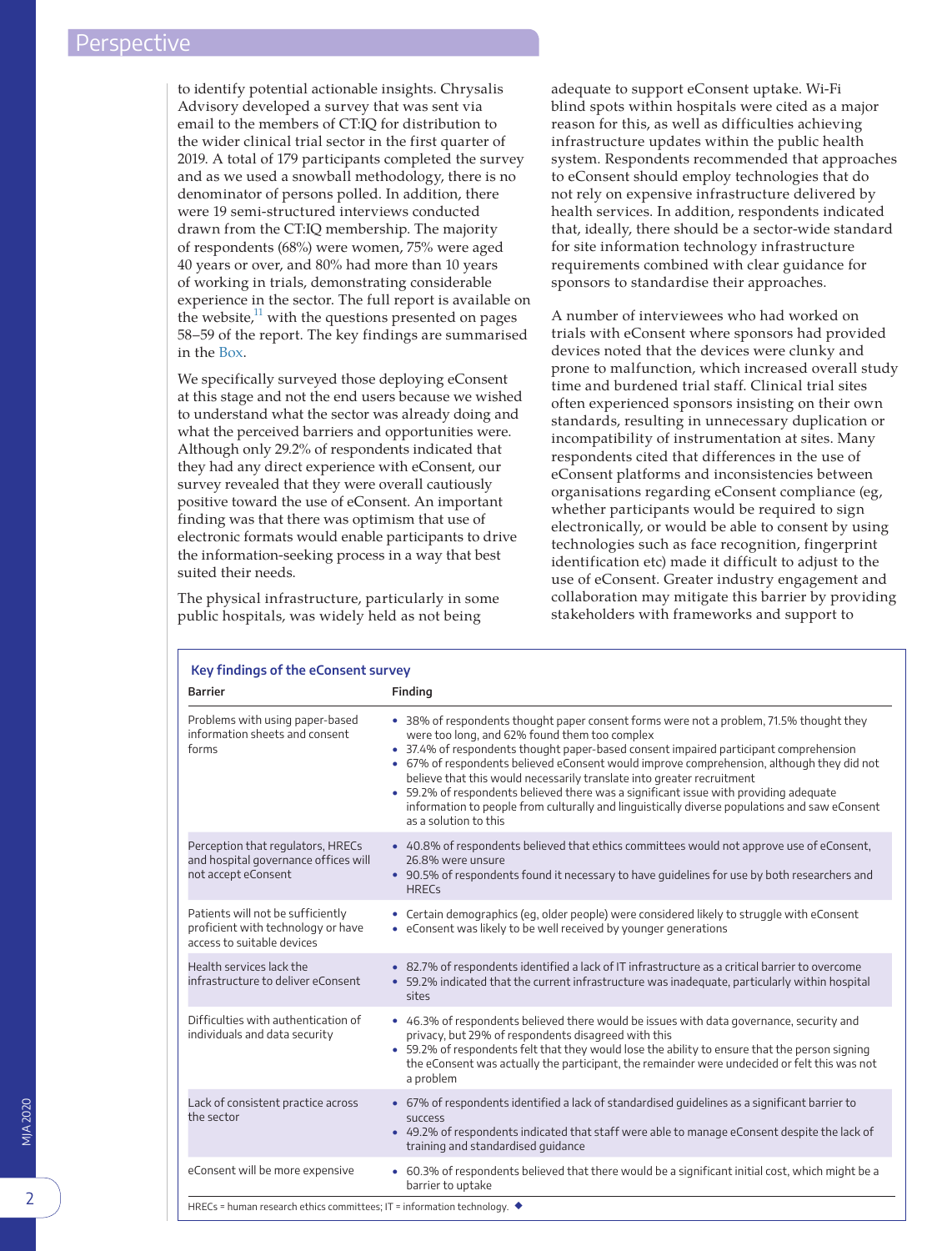to identify potential actionable insights. Chrysalis Advisory developed a survey that was sent via email to the members of CT:IQ for distribution to the wider clinical trial sector in the first quarter of 2019. A total of 179 participants completed the survey and as we used a snowball methodology, there is no denominator of persons polled. In addition, there were 19 semi-structured interviews conducted drawn from the CT:IQ membership. The majority of respondents (68%) were women, 75% were aged 40 years or over, and 80% had more than 10 years of working in trials, demonstrating considerable experience in the sector. The full report is available on the website,[11] with the questions presented on pages 58–59 of the report. The key findings are summarised in the Box.

We specifically surveyed those deploying eConsent at this stage and not the end users because we wished to understand what the sector was already doing and what the perceived barriers and opportunities were. Although only 29.2% of respondents indicated that they had any direct experience with eConsent, our survey revealed that they were overall cautiously positive toward the use of eConsent. An important finding was that there was optimism that use of electronic formats would enable participants to drive the information-seeking process in a way that best suited their needs.

The physical infrastructure, particularly in some public hospitals, was widely held as not being adequate to support eConsent uptake. Wi-Fi blind spots within hospitals were cited as a major reason for this, as well as difficulties achieving infrastructure updates within the public health system. Respondents recommended that approaches to eConsent should employ technologies that do not rely on expensive infrastructure delivered by health services. In addition, respondents indicated that, ideally, there should be a sector-wide standard for site information technology infrastructure requirements combined with clear guidance for sponsors to standardise their approaches.

A number of interviewees who had worked on trials with eConsent where sponsors had provided devices noted that the devices were clunky and prone to malfunction, which increased overall study time and burdened trial staff. Clinical trial sites often experienced sponsors insisting on their own standards, resulting in unnecessary duplication or incompatibility of instrumentation at sites. Many respondents cited that differences in the use of eConsent platforms and inconsistencies between organisations regarding eConsent compliance (eg, whether participants would be required to sign electronically, or would be able to consent by using technologies such as face recognition, fingerprint identification etc) made it difficult to adjust to the use of eConsent. Greater industry engagement and collaboration may mitigate this barrier by providing stakeholders with frameworks and support to

**Key findings of the eConsent survey**

| Barrier | Finding |
|---|---|
| Problems with using paper-based information sheets and consent forms | • 38% of respondents thought paper consent forms were not a problem, 71.5% thought they were too long, and 62% found them too complex<br>• 37.4% of respondents thought paper-based consent impaired participant comprehension<br>• 67% of respondents believed eConsent would improve comprehension, although they did not believe that this would necessarily translate into greater recruitment<br>• 59.2% of respondents believed there was a significant issue with providing adequate information to people from culturally and linguistically diverse populations and saw eConsent as a solution to this |
| Perception that regulators, HRECs and hospital governance offices will not accept eConsent | • 40.8% of respondents believed that ethics committees would not approve use of eConsent, 26.8% were unsure<br>• 90.5% of respondents found it necessary to have guidelines for use by both researchers and HRECs |
| Patients will not be sufficiently proficient with technology or have access to suitable devices | • Certain demographics (eg, older people) were considered likely to struggle with eConsent<br>• eConsent was likely to be well received by younger generations |
| Health services lack the infrastructure to deliver eConsent | • 82.7% of respondents identified a lack of IT infrastructure as a critical barrier to overcome<br>• 59.2% indicated that the current infrastructure was inadequate, particularly within hospital sites |
| Difficulties with authentication of individuals and data security | • 46.3% of respondents believed there would be issues with data governance, security and privacy, but 29% of respondents disagreed with this<br>• 59.2% of respondents felt that they would lose the ability to ensure that the person signing the eConsent was actually the participant, the remainder were undecided or felt this was not a problem |
| Lack of consistent practice across the sector | • 67% of respondents identified a lack of standardised guidelines as a significant barrier to success<br>• 49.2% of respondents indicated that staff were able to manage eConsent despite the lack of training and standardised guidance |
| eConsent will be more expensive | • 60.3% of respondents believed that there would be a significant initial cost, which might be a barrier to uptake |

HRECs = human research ethics committees; IT = information technology. ◆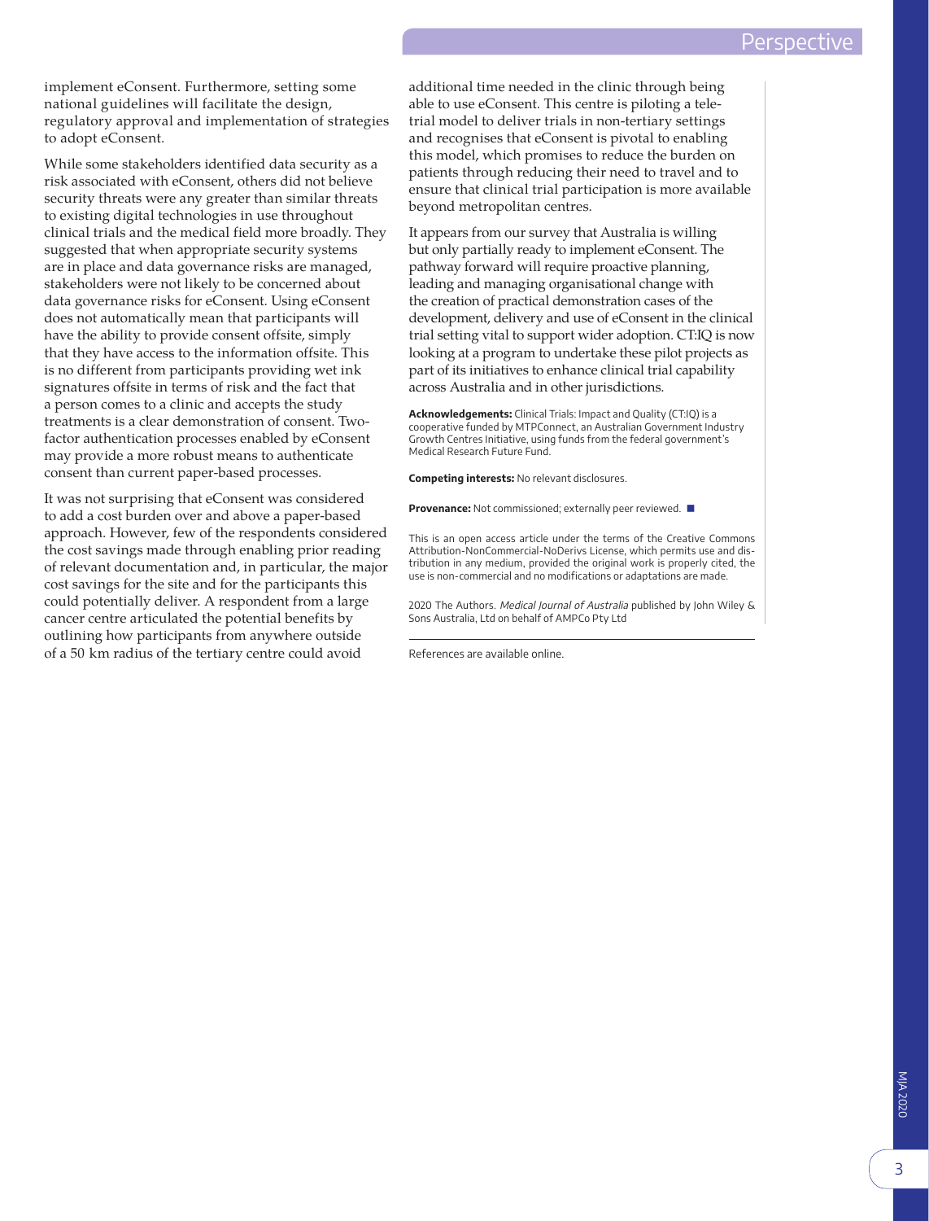implement eConsent. Furthermore, setting some national guidelines will facilitate the design, regulatory approval and implementation of strategies to adopt eConsent.

While some stakeholders identified data security as a risk associated with eConsent, others did not believe security threats were any greater than similar threats to existing digital technologies in use throughout clinical trials and the medical field more broadly. They suggested that when appropriate security systems are in place and data governance risks are managed, stakeholders were not likely to be concerned about data governance risks for eConsent. Using eConsent does not automatically mean that participants will have the ability to provide consent offsite, simply that they have access to the information offsite. This is no different from participants providing wet ink signatures offsite in terms of risk and the fact that a person comes to a clinic and accepts the study treatments is a clear demonstration of consent. Two-factor authentication processes enabled by eConsent may provide a more robust means to authenticate consent than current paper-based processes.

It was not surprising that eConsent was considered to add a cost burden over and above a paper-based approach. However, few of the respondents considered the cost savings made through enabling prior reading of relevant documentation and, in particular, the major cost savings for the site and for the participants this could potentially deliver. A respondent from a large cancer centre articulated the potential benefits by outlining how participants from anywhere outside of a 50 km radius of the tertiary centre could avoid additional time needed in the clinic through being able to use eConsent. This centre is piloting a tele-trial model to deliver trials in non-tertiary settings and recognises that eConsent is pivotal to enabling this model, which promises to reduce the burden on patients through reducing their need to travel and to ensure that clinical trial participation is more available beyond metropolitan centres.

It appears from our survey that Australia is willing but only partially ready to implement eConsent. The pathway forward will require proactive planning, leading and managing organisational change with the creation of practical demonstration cases of the development, delivery and use of eConsent in the clinical trial setting vital to support wider adoption. CT:IQ is now looking at a program to undertake these pilot projects as part of its initiatives to enhance clinical trial capability across Australia and in other jurisdictions.

**Acknowledgements:** Clinical Trials: Impact and Quality (CT:IQ) is a cooperative funded by MTPConnect, an Australian Government Industry Growth Centres Initiative, using funds from the federal government's Medical Research Future Fund.

**Competing interests:** No relevant disclosures.

**Provenance:** Not commissioned; externally peer reviewed. ■

This is an open access article under the terms of the Creative Commons Attribution-NonCommercial-NoDerivs License, which permits use and distribution in any medium, provided the original work is properly cited, the use is non-commercial and no modifications or adaptations are made.

2020 The Authors. *Medical Journal of Australia* published by John Wiley & Sons Australia, Ltd on behalf of AMPCo Pty Ltd

References are available online.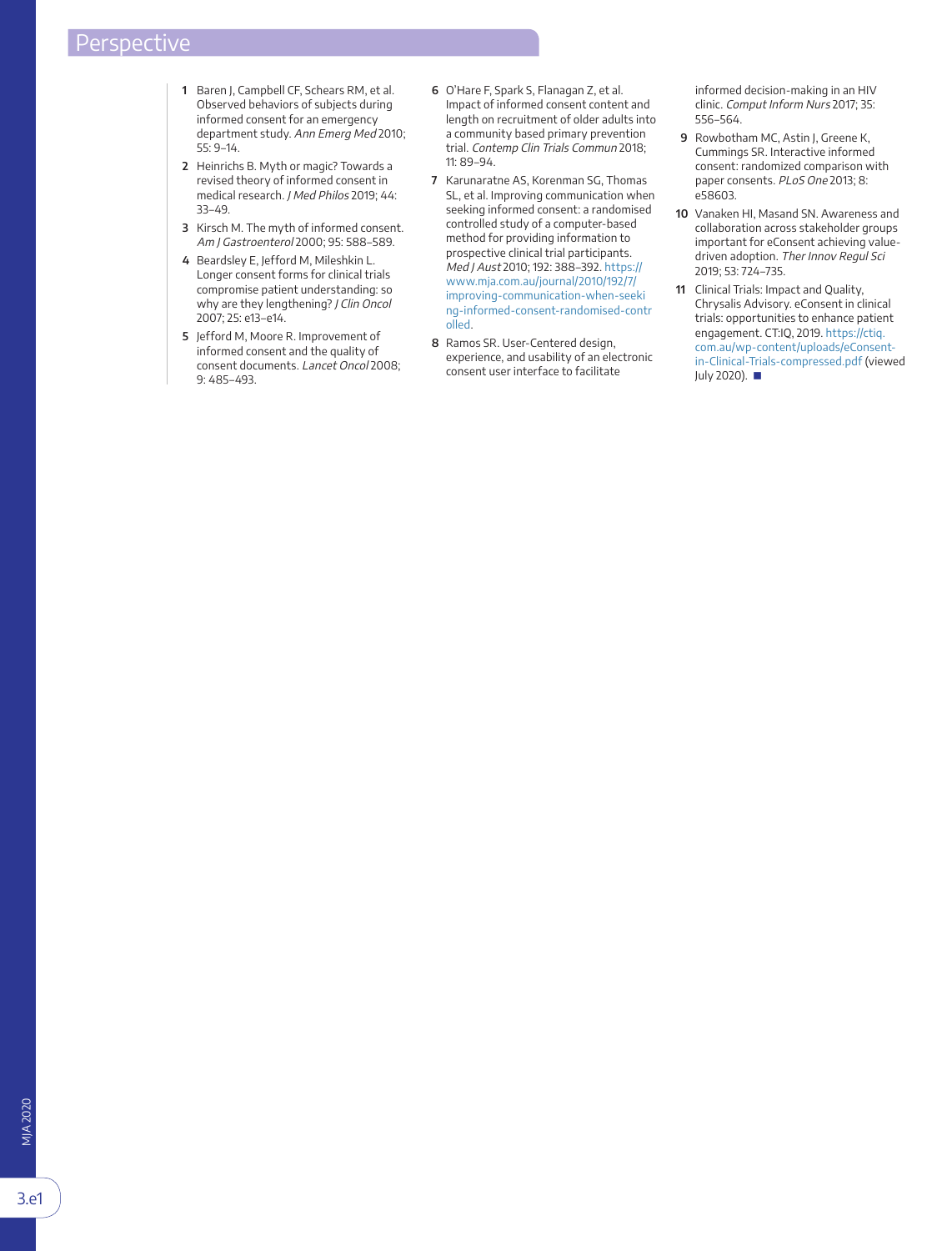1 Baren J, Campbell CF, Schears RM, et al. Observed behaviors of subjects during informed consent for an emergency department study. *Ann Emerg Med* 2010; 55: 9–14.

2 Heinrichs B. Myth or magic? Towards a revised theory of informed consent in medical research. *J Med Philos* 2019; 44: 33–49.

3 Kirsch M. The myth of informed consent. *Am J Gastroenterol* 2000; 95: 588–589.

4 Beardsley E, Jefford M, Mileshkin L. Longer consent forms for clinical trials compromise patient understanding: so why are they lengthening? *J Clin Oncol* 2007; 25: e13–e14.

5 Jefford M, Moore R. Improvement of informed consent and the quality of consent documents. *Lancet Oncol* 2008; 9: 485–493.

6 O'Hare F, Spark S, Flanagan Z, et al. Impact of informed consent content and length on recruitment of older adults into a community based primary prevention trial. *Contemp Clin Trials Commun* 2018; 11: 89–94.

7 Karunaratne AS, Korenman SG, Thomas SL, et al. Improving communication when seeking informed consent: a randomised controlled study of a computer-based method for providing information to prospective clinical trial participants. *Med J Aust* 2010; 192: 388–392. https://www.mja.com.au/journal/2010/192/7/improving-communication-when-seeking-informed-consent-randomised-controlled.

8 Ramos SR. User-Centered design, experience, and usability of an electronic consent user interface to facilitate informed decision-making in an HIV clinic. *Comput Inform Nurs* 2017; 35: 556–564.

9 Rowbotham MC, Astin J, Greene K, Cummings SR. Interactive informed consent: randomized comparison with paper consents. *PLoS One* 2013; 8: e58603.

10 Vanaken HI, Masand SN. Awareness and collaboration across stakeholder groups important for eConsent achieving value-driven adoption. *Ther Innov Regul Sci* 2019; 53: 724–735.

11 Clinical Trials: Impact and Quality, Chrysalis Advisory. eConsent in clinical trials: opportunities to enhance patient engagement. CT:IQ, 2019. https://ctiq.com.au/wp-content/uploads/eConsent-in-Clinical-Trials-compressed.pdf (viewed July 2020). ■